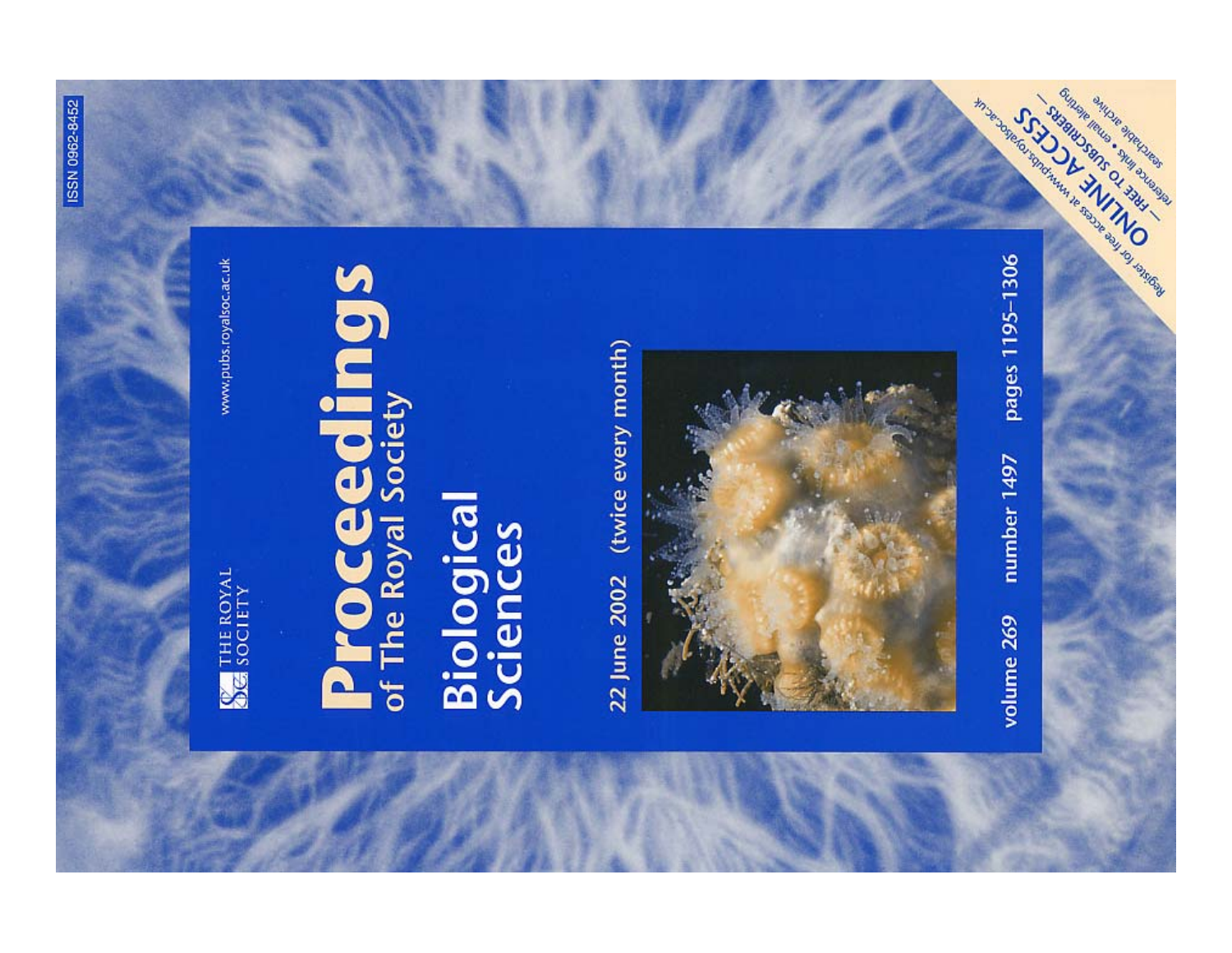ISSN 0962-8452

THE ROYAL SOCIETY

www.pubs.royalsoc.ac.uk

# Proceedings
## of The Royal Society

# Biological Sciences

22 June 2002 (twice every month)

volume 269 number 1497 pages 1195–1306

**ONLINE ACCESS — FREE TO SUBSCRIBERS —**

searchable archive • email alerting
reference links

Register for free access at www.pubs.royalsoc.ac.uk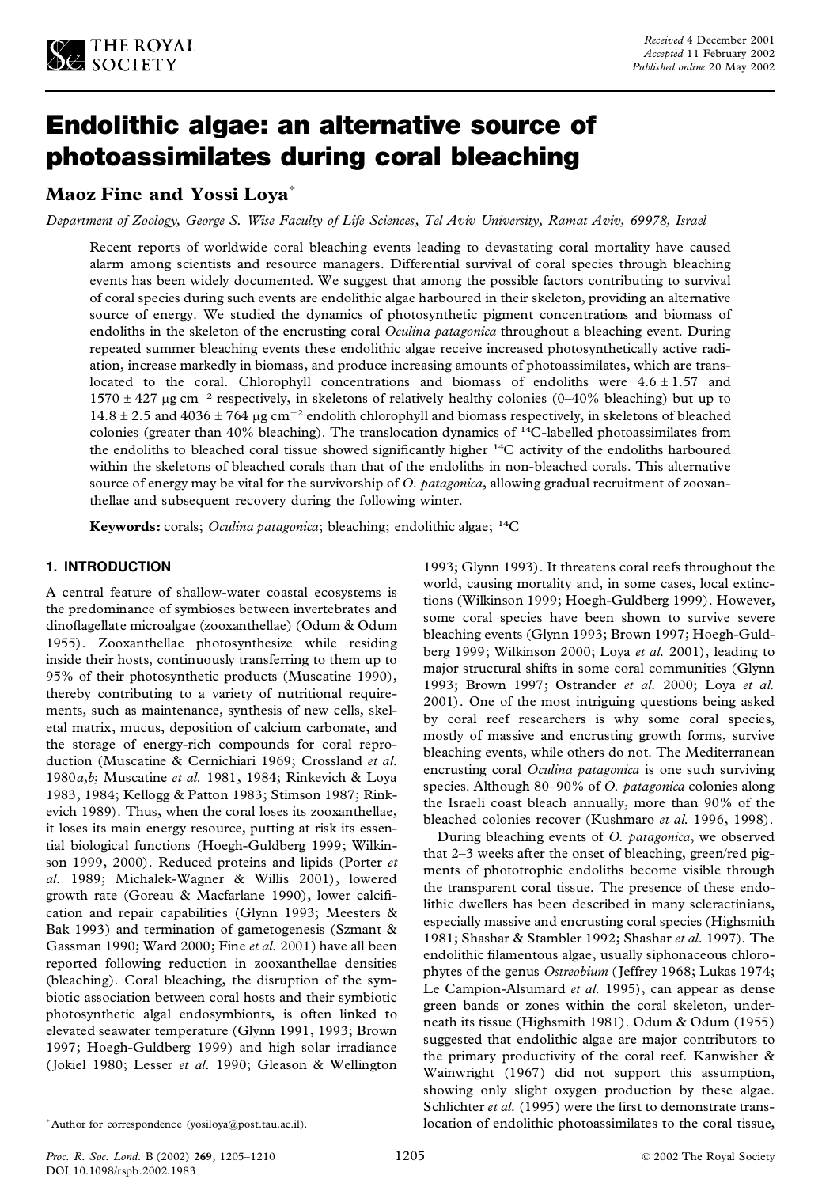# Endolithic algae: an alternative source of photoassimilates during coral bleaching

**Maoz Fine and Yossi Loya***

*Department of Zoology, George S. Wise Faculty of Life Sciences, Tel Aviv University, Ramat Aviv, 69978, Israel*

Recent reports of worldwide coral bleaching events leading to devastating coral mortality have caused alarm among scientists and resource managers. Differential survival of coral species through bleaching events has been widely documented. We suggest that among the possible factors contributing to survival of coral species during such events are endolithic algae harboured in their skeleton, providing an alternative source of energy. We studied the dynamics of photosynthetic pigment concentrations and biomass of endoliths in the skeleton of the encrusting coral *Oculina patagonica* throughout a bleaching event. During repeated summer bleaching events these endolithic algae receive increased photosynthetically active radiation, increase markedly in biomass, and produce increasing amounts of photoassimilates, which are translocated to the coral. Chlorophyll concentrations and biomass of endoliths were $4.6 \pm 1.57$ and $1570 \pm 427\ \mu g\ cm^{-2}$ respectively, in skeletons of relatively healthy colonies (0–40% bleaching) but up to $14.8 \pm 2.5$ and $4036 \pm 764\ \mu g\ cm^{-2}$ endolith chlorophyll and biomass respectively, in skeletons of bleached colonies (greater than 40% bleaching). The translocation dynamics of $^{14}C$-labelled photoassimilates from the endoliths to bleached coral tissue showed significantly higher $^{14}C$ activity of the endoliths harboured within the skeletons of bleached corals than that of the endoliths in non-bleached corals. This alternative source of energy may be vital for the survivorship of *O. patagonica*, allowing gradual recruitment of zooxanthellae and subsequent recovery during the following winter.

**Keywords:** corals; *Oculina patagonica*; bleaching; endolithic algae; $^{14}C$

## 1. INTRODUCTION

A central feature of shallow-water coastal ecosystems is the predominance of symbioses between invertebrates and dinoflagellate microalgae (zooxanthellae) (Odum & Odum 1955). Zooxanthellae photosynthesize while residing inside their hosts, continuously transferring to them up to 95% of their photosynthetic products (Muscatine 1990), thereby contributing to a variety of nutritional requirements, such as maintenance, synthesis of new cells, skeletal matrix, mucus, deposition of calcium carbonate, and the storage of energy-rich compounds for coral reproduction (Muscatine & Cernichiari 1969; Crossland *et al.* 1980*a*,*b*; Muscatine *et al.* 1981, 1984; Rinkevich & Loya 1983, 1984; Kellogg & Patton 1983; Stimson 1987; Rinkevich 1989). Thus, when the coral loses its zooxanthellae, it loses its main energy resource, putting at risk its essential biological functions (Hoegh-Guldberg 1999; Wilkinson 1999, 2000). Reduced proteins and lipids (Porter *et al.* 1989; Michalek-Wagner & Willis 2001), lowered growth rate (Goreau & Macfarlane 1990), lower calcification and repair capabilities (Glynn 1993; Meesters & Bak 1993) and termination of gametogenesis (Szmant & Gassman 1990; Ward 2000; Fine *et al.* 2001) have all been reported following reduction in zooxanthellae densities (bleaching). Coral bleaching, the disruption of the symbiotic association between coral hosts and their symbiotic photosynthetic algal endosymbionts, is often linked to elevated seawater temperature (Glynn 1991, 1993; Brown 1997; Hoegh-Guldberg 1999) and high solar irradiance (Jokiel 1980; Lesser *et al.* 1990; Gleason & Wellington 1993; Glynn 1993). It threatens coral reefs throughout the world, causing mortality and, in some cases, local extinctions (Wilkinson 1999; Hoegh-Guldberg 1999). However, some coral species have been shown to survive severe bleaching events (Glynn 1993; Brown 1997; Hoegh-Guldberg 1999; Wilkinson 2000; Loya *et al.* 2001), leading to major structural shifts in some coral communities (Glynn 1993; Brown 1997; Ostrander *et al.* 2000; Loya *et al.* 2001). One of the most intriguing questions being asked by coral reef researchers is why some coral species, mostly of massive and encrusting growth forms, survive bleaching events, while others do not. The Mediterranean encrusting coral *Oculina patagonica* is one such surviving species. Although 80–90% of *O. patagonica* colonies along the Israeli coast bleach annually, more than 90% of the bleached colonies recover (Kushmaro *et al.* 1996, 1998).

During bleaching events of *O. patagonica*, we observed that 2–3 weeks after the onset of bleaching, green/red pigments of phototrophic endoliths become visible through the transparent coral tissue. The presence of these endolithic dwellers has been described in many scleractinians, especially massive and encrusting coral species (Highsmith 1981; Shashar & Stambler 1992; Shashar *et al.* 1997). The endolithic filamentous algae, usually siphonaceous chlorophytes of the genus *Ostreobium* (Jeffrey 1968; Lukas 1974; Le Campion-Alsumard *et al.* 1995), can appear as dense green bands or zones within the coral skeleton, underneath its tissue (Highsmith 1981). Odum & Odum (1955) suggested that endolithic algae are major contributors to the primary productivity of the coral reef. Kanwisher & Wainwright (1967) did not support this assumption, showing only slight oxygen production by these algae. Schlichter *et al.* (1995) were the first to demonstrate translocation of endolithic photoassimilates to the coral tissue,

*Author for correspondence (yosiloya@post.tau.ac.il).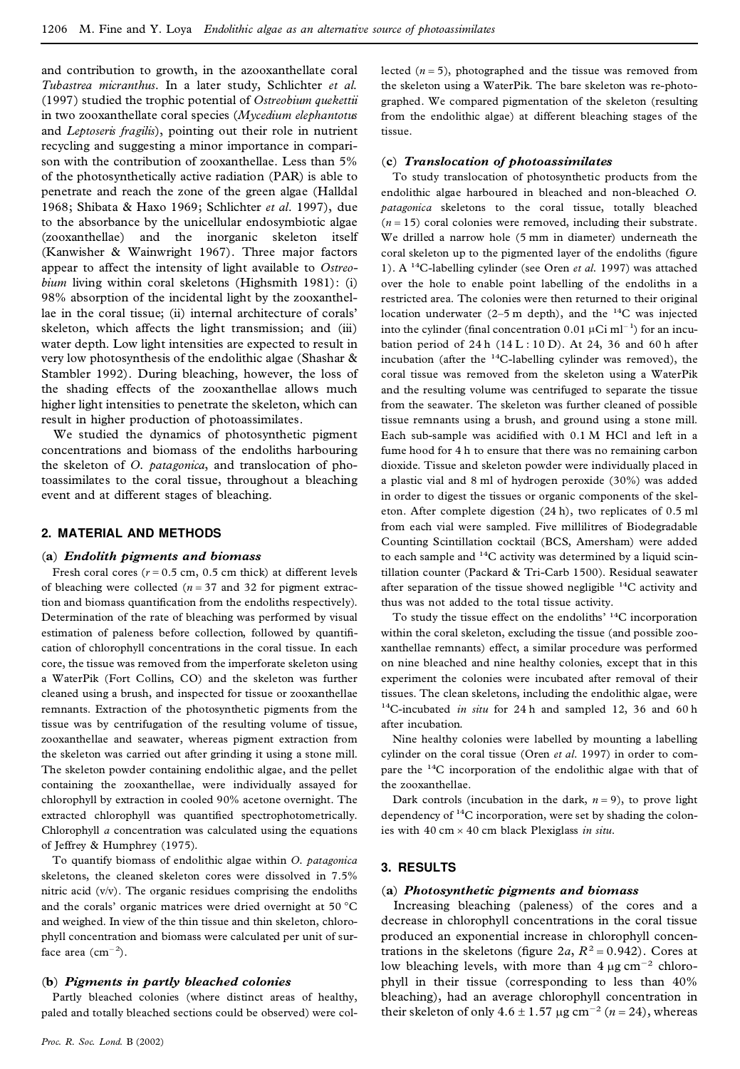and contribution to growth, in the azooxanthellate coral *Tubastrea micranthus*. In a later study, Schlichter *et al.* (1997) studied the trophic potential of *Ostreobium quekettii* in two zooxanthellate coral species (*Mycedium elephantotus* and *Leptoseris fragilis*), pointing out their role in nutrient recycling and suggesting a minor importance in comparison with the contribution of zooxanthellae. Less than 5% of the photosynthetically active radiation (PAR) is able to penetrate and reach the zone of the green algae (Halldal 1968; Shibata & Haxo 1969; Schlichter *et al.* 1997), due to the absorbance by the unicellular endosymbiotic algae (zooxanthellae) and the inorganic skeleton itself (Kanwisher & Wainwright 1967). Three major factors appear to affect the intensity of light available to *Ostreobium* living within coral skeletons (Highsmith 1981): (i) 98% absorption of the incidental light by the zooxanthellae in the coral tissue; (ii) internal architecture of corals' skeleton, which affects the light transmission; and (iii) water depth. Low light intensities are expected to result in very low photosynthesis of the endolithic algae (Shashar & Stambler 1992). During bleaching, however, the loss of the shading effects of the zooxanthellae allows much higher light intensities to penetrate the skeleton, which can result in higher production of photoassimilates.

We studied the dynamics of photosynthetic pigment concentrations and biomass of the endoliths harbouring the skeleton of *O. patagonica*, and translocation of photoassimilates to the coral tissue, throughout a bleaching event and at different stages of bleaching.

## 2. MATERIAL AND METHODS

### (a) *Endolith pigments and biomass*

Fresh coral cores ($r = 0.5$ cm, 0.5 cm thick) at different levels of bleaching were collected ($n = 37$ and 32 for pigment extraction and biomass quantification from the endoliths respectively). Determination of the rate of bleaching was performed by visual estimation of paleness before collection, followed by quantification of chlorophyll concentrations in the coral tissue. In each core, the tissue was removed from the imperforate skeleton using a WaterPik (Fort Collins, CO) and the skeleton was further cleaned using a brush, and inspected for tissue or zooxanthellae remnants. Extraction of the photosynthetic pigments from the tissue was by centrifugation of the resulting volume of tissue, zooxanthellae and seawater, whereas pigment extraction from the skeleton was carried out after grinding it using a stone mill. The skeleton powder containing endolithic algae, and the pellet containing the zooxanthellae, were individually assayed for chlorophyll by extraction in cooled 90% acetone overnight. The extracted chlorophyll was quantified spectrophotometrically. Chlorophyll *a* concentration was calculated using the equations of Jeffrey & Humphrey (1975).

To quantify biomass of endolithic algae within *O. patagonica* skeletons, the cleaned skeleton cores were dissolved in 7.5% nitric acid (v/v). The organic residues comprising the endoliths and the corals' organic matrices were dried overnight at 50 °C and weighed. In view of the thin tissue and thin skeleton, chlorophyll concentration and biomass were calculated per unit of surface area ($cm^{-2}$).

### (b) *Pigments in partly bleached colonies*

Partly bleached colonies (where distinct areas of healthy, paled and totally bleached sections could be observed) were collected ($n = 5$), photographed and the tissue was removed from the skeleton using a WaterPik. The bare skeleton was re-photographed. We compared pigmentation of the skeleton (resulting from the endolithic algae) at different bleaching stages of the tissue.

### (c) *Translocation of photoassimilates*

To study translocation of photosynthetic products from the endolithic algae harboured in bleached and non-bleached *O. patagonica* skeletons to the coral tissue, totally bleached ($n = 15$) coral colonies were removed, including their substrate. We drilled a narrow hole (5 mm in diameter) underneath the coral skeleton up to the pigmented layer of the endoliths (figure 1). A $^{14}C$-labelling cylinder (see Oren *et al.* 1997) was attached over the hole to enable point labelling of the endoliths in a restricted area. The colonies were then returned to their original location underwater (2–5 m depth), and the $^{14}C$ was injected into the cylinder (final concentration 0.01 μCi $ml^{-1}$) for an incubation period of 24 h (14 L : 10 D). At 24, 36 and 60 h after incubation (after the $^{14}C$-labelling cylinder was removed), the coral tissue was removed from the skeleton using a WaterPik and the resulting volume was centrifuged to separate the tissue from the seawater. The skeleton was further cleaned of possible tissue remnants using a brush, and ground using a stone mill. Each sub-sample was acidified with 0.1 M HCl and left in a fume hood for 4 h to ensure that there was no remaining carbon dioxide. Tissue and skeleton powder were individually placed in a plastic vial and 8 ml of hydrogen peroxide (30%) was added in order to digest the tissues or organic components of the skeleton. After complete digestion (24 h), two replicates of 0.5 ml from each vial were sampled. Five millilitres of Biodegradable Counting Scintillation cocktail (BCS, Amersham) were added to each sample and $^{14}C$ activity was determined by a liquid scintillation counter (Packard & Tri-Carb 1500). Residual seawater after separation of the tissue showed negligible $^{14}C$ activity and thus was not added to the total tissue activity.

To study the tissue effect on the endoliths' $^{14}C$ incorporation within the coral skeleton, excluding the tissue (and possible zooxanthellae remnants) effect, a similar procedure was performed on nine bleached and nine healthy colonies, except that in this experiment the colonies were incubated after removal of their tissues. The clean skeletons, including the endolithic algae, were $^{14}C$-incubated *in situ* for 24 h and sampled 12, 36 and 60 h after incubation.

Nine healthy colonies were labelled by mounting a labelling cylinder on the coral tissue (Oren *et al.* 1997) in order to compare the $^{14}C$ incorporation of the endolithic algae with that of the zooxanthellae.

Dark controls (incubation in the dark, $n = 9$), to prove light dependency of $^{14}C$ incorporation, were set by shading the colonies with 40 cm × 40 cm black Plexiglass *in situ*.

## 3. RESULTS

### (a) *Photosynthetic pigments and biomass*

Increasing bleaching (paleness) of the cores and a decrease in chlorophyll concentrations in the coral tissue produced an exponential increase in chlorophyll concentrations in the skeletons (figure 2*a*, $R^2 = 0.942$). Cores at low bleaching levels, with more than 4 μg $cm^{-2}$ chlorophyll in their tissue (corresponding to less than 40% bleaching), had an average chlorophyll concentration in their skeleton of only $4.6 \pm 1.57$ μg $cm^{-2}$ ($n = 24$), whereas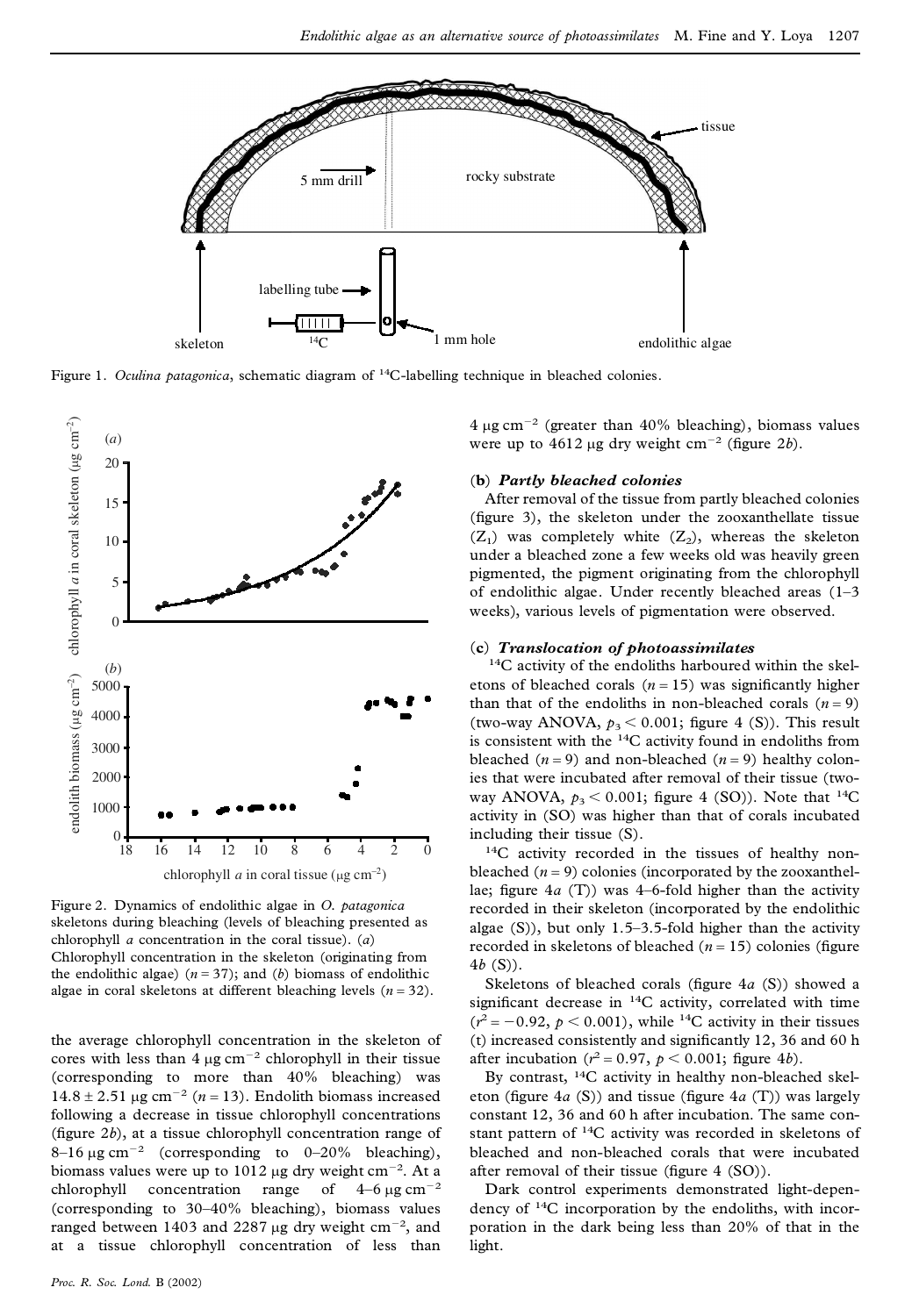Figure 1. *Oculina patagonica*, schematic diagram of $^{14}C$-labelling technique in bleached colonies.

Figure 2. Dynamics of endolithic algae in *O. patagonica* skeletons during bleaching (levels of bleaching presented as chlorophyll *a* concentration in the coral tissue). (*a*) Chlorophyll concentration in the skeleton (originating from the endolithic algae) ($n = 37$); and (*b*) biomass of endolithic algae in coral skeletons at different bleaching levels ($n = 32$).

the average chlorophyll concentration in the skeleton of cores with less than 4 μg $cm^{-2}$ chlorophyll in their tissue (corresponding to more than 40% bleaching) was $14.8 \pm 2.51$ μg $cm^{-2}$ ($n = 13$). Endolith biomass increased following a decrease in tissue chlorophyll concentrations (figure 2*b*), at a tissue chlorophyll concentration range of 8–16 μg $cm^{-2}$ (corresponding to 0–20% bleaching), biomass values were up to 1012 μg dry weight $cm^{-2}$. At a chlorophyll concentration range of 4–6 μg $cm^{-2}$ (corresponding to 30–40% bleaching), biomass values ranged between 1403 and 2287 μg dry weight $cm^{-2}$, and at a tissue chlorophyll concentration of less than 4 μg $cm^{-2}$ (greater than 40% bleaching), biomass values were up to 4612 μg dry weight $cm^{-2}$ (figure 2*b*).

### (b) *Partly bleached colonies*

After removal of the tissue from partly bleached colonies (figure 3), the skeleton under the zooxanthellate tissue ($Z_1$) was completely white ($Z_2$), whereas the skeleton under a bleached zone a few weeks old was heavily green pigmented, the pigment originating from the chlorophyll of endolithic algae. Under recently bleached areas (1–3 weeks), various levels of pigmentation were observed.

### (c) *Translocation of photoassimilates*

$^{14}C$ activity of the endoliths harboured within the skeletons of bleached corals ($n = 15$) was significantly higher than that of the endoliths in non-bleached corals ($n = 9$) (two-way ANOVA, $p_3 < 0.001$; figure 4 (S)). This result is consistent with the $^{14}C$ activity found in endoliths from bleached ($n = 9$) and non-bleached ($n = 9$) healthy colonies that were incubated after removal of their tissue (two-way ANOVA, $p_3 < 0.001$; figure 4 (SO)). Note that $^{14}C$ activity in (SO) was higher than that of corals incubated including their tissue (S).

$^{14}C$ activity recorded in the tissues of healthy non-bleached ($n = 9$) colonies (incorporated by the zooxanthellae; figure 4*a* (T)) was 4–6-fold higher than the activity recorded in their skeleton (incorporated by the endolithic algae (S)), but only 1.5–3.5-fold higher than the activity recorded in skeletons of bleached ($n = 15$) colonies (figure 4*b* (S)).

Skeletons of bleached corals (figure 4*a* (S)) showed a significant decrease in $^{14}C$ activity, correlated with time ($r^2 = -0.92$, $p < 0.001$), while $^{14}C$ activity in their tissues (t) increased consistently and significantly 12, 36 and 60 h after incubation ($r^2 = 0.97$, $p < 0.001$; figure 4*b*).

By contrast, $^{14}C$ activity in healthy non-bleached skeleton (figure 4*a* (S)) and tissue (figure 4*a* (T)) was largely constant 12, 36 and 60 h after incubation. The same constant pattern of $^{14}C$ activity was recorded in skeletons of bleached and non-bleached corals that were incubated after removal of their tissue (figure 4 (SO)).

Dark control experiments demonstrated light-dependency of $^{14}C$ incorporation by the endoliths, with incorporation in the dark being less than 20% of that in the light.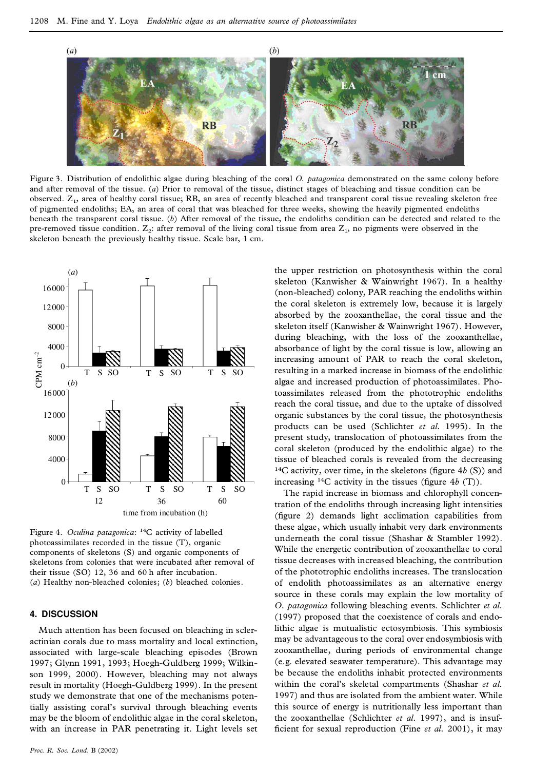Figure 3. Distribution of endolithic algae during bleaching of the coral *O. patagonica* demonstrated on the same colony before and after removal of the tissue. (*a*) Prior to removal of the tissue, distinct stages of bleaching and tissue condition can be observed. $Z_1$, area of healthy coral tissue; RB, an area of recently bleached and transparent coral tissue revealing skeleton free of pigmented endoliths; EA, an area of coral that was bleached for three weeks, showing the heavily pigmented endoliths beneath the transparent coral tissue. (*b*) After removal of the tissue, the endoliths condition can be detected and related to the pre-removed tissue condition. $Z_2$: after removal of the living coral tissue from area $Z_1$, no pigments were observed in the skeleton beneath the previously healthy tissue. Scale bar, 1 cm.

Figure 4. *Oculina patagonica*: $^{14}C$ activity of labelled photoassimilates recorded in the tissue (T), organic components of skeletons (S) and organic components of skeletons from colonies that were incubated after removal of their tissue (SO) 12, 36 and 60 h after incubation. (*a*) Healthy non-bleached colonies; (*b*) bleached colonies.

## 4. DISCUSSION

Much attention has been focused on bleaching in scleractinian corals due to mass mortality and local extinction, associated with large-scale bleaching episodes (Brown 1997; Glynn 1991, 1993; Hoegh-Guldberg 1999; Wilkinson 1999, 2000). However, bleaching may not always result in mortality (Hoegh-Guldberg 1999). In the present study we demonstrate that one of the mechanisms potentially assisting coral's survival through bleaching events may be the bloom of endolithic algae in the coral skeleton, with an increase in PAR penetrating it. Light levels set the upper restriction on photosynthesis within the coral skeleton (Kanwisher & Wainwright 1967). In a healthy (non-bleached) colony, PAR reaching the endoliths within the coral skeleton is extremely low, because it is largely absorbed by the zooxanthellae, the coral tissue and the skeleton itself (Kanwisher & Wainwright 1967). However, during bleaching, with the loss of the zooxanthellae, absorbance of light by the coral tissue is low, allowing an increasing amount of PAR to reach the coral skeleton, resulting in a marked increase in biomass of the endolithic algae and increased production of photoassimilates. Photoassimilates released from the phototrophic endoliths reach the coral tissue, and due to the uptake of dissolved organic substances by the coral tissue, the photosynthesis products can be used (Schlichter *et al.* 1995). In the present study, translocation of photoassimilates from the coral skeleton (produced by the endolithic algae) to the tissue of bleached corals is revealed from the decreasing $^{14}C$ activity, over time, in the skeletons (figure 4*b* (S)) and increasing $^{14}C$ activity in the tissues (figure 4*b* (T)).

The rapid increase in biomass and chlorophyll concentration of the endoliths through increasing light intensities (figure 2) demands light acclimation capabilities from these algae, which usually inhabit very dark environments underneath the coral tissue (Shashar & Stambler 1992). While the energetic contribution of zooxanthellae to coral tissue decreases with increased bleaching, the contribution of the phototrophic endoliths increases. The translocation of endolith photoassimilates as an alternative energy source in these corals may explain the low mortality of *O. patagonica* following bleaching events. Schlichter *et al.* (1997) proposed that the coexistence of corals and endolithic algae is mutualistic ectosymbiosis. This symbiosis may be advantageous to the coral over endosymbiosis with zooxanthellae, during periods of environmental change (e.g. elevated seawater temperature). This advantage may be because the endoliths inhabit protected environments within the coral's skeletal compartments (Shashar *et al.* 1997) and thus are isolated from the ambient water. While this source of energy is nutritionally less important than the zooxanthellae (Schlichter *et al.* 1997), and is insufficient for sexual reproduction (Fine *et al.* 2001), it may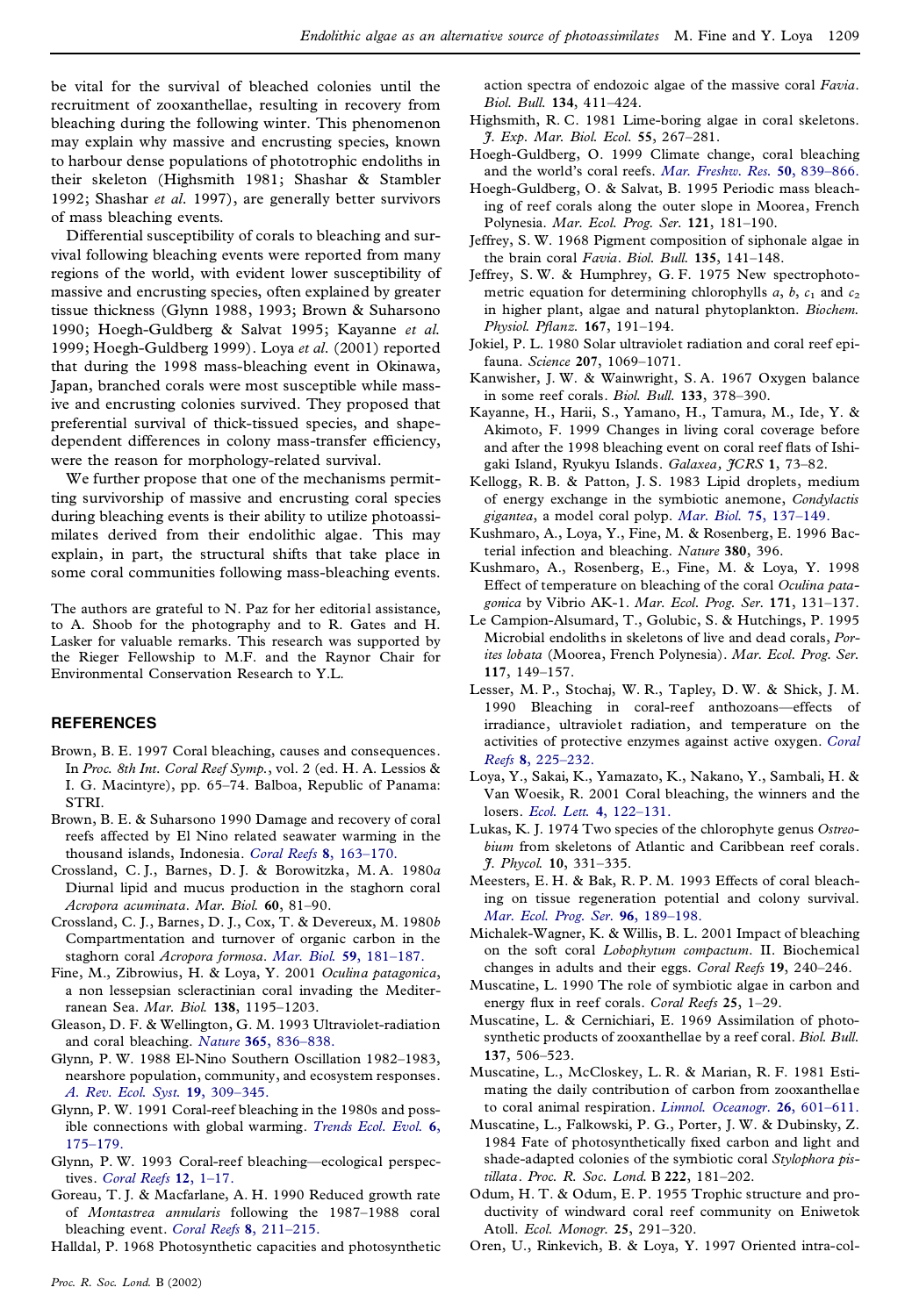be vital for the survival of bleached colonies until the recruitment of zooxanthellae, resulting in recovery from bleaching during the following winter. This phenomenon may explain why massive and encrusting species, known to harbour dense populations of phototrophic endoliths in their skeleton (Highsmith 1981; Shashar & Stambler 1992; Shashar *et al*. 1997), are generally better survivors of mass bleaching events.

Differential susceptibility of corals to bleaching and survival following bleaching events were reported from many regions of the world, with evident lower susceptibility of massive and encrusting species, often explained by greater tissue thickness (Glynn 1988, 1993; Brown & Suharsono 1990; Hoegh-Guldberg & Salvat 1995; Kayanne *et al*. 1999; Hoegh-Guldberg 1999). Loya *et al*. (2001) reported that during the 1998 mass-bleaching event in Okinawa, Japan, branched corals were most susceptible while massive and encrusting colonies survived. They proposed that preferential survival of thick-tissued species, and shape-dependent differences in colony mass-transfer efficiency, were the reason for morphology-related survival.

We further propose that one of the mechanisms permitting survivorship of massive and encrusting coral species during bleaching events is their ability to utilize photoassimilates derived from their endolithic algae. This may explain, in part, the structural shifts that take place in some coral communities following mass-bleaching events.

The authors are grateful to N. Paz for her editorial assistance, to A. Shoob for the photography and to R. Gates and H. Lasker for valuable remarks. This research was supported by the Rieger Fellowship to M.F. and the Raynor Chair for Environmental Conservation Research to Y.L.

## REFERENCES

Brown, B. E. 1997 Coral bleaching, causes and consequences. In *Proc. 8th Int. Coral Reef Symp.*, vol. 2 (ed. H. A. Lessios & I. G. Macintyre), pp. 65–74. Balboa, Republic of Panama: STRI.

Brown, B. E. & Suharsono 1990 Damage and recovery of coral reefs affected by El Nino related seawater warming in the thousand islands, Indonesia. *Coral Reefs* **8**, 163–170.

Crossland, C. J., Barnes, D. J. & Borowitzka, M. A. 1980*a* Diurnal lipid and mucus production in the staghorn coral *Acropora acuminata*. *Mar. Biol.* **60**, 81–90.

Crossland, C. J., Barnes, D. J., Cox, T. & Devereux, M. 1980*b* Compartmentation and turnover of organic carbon in the staghorn coral *Acropora formosa*. *Mar. Biol.* **59**, 181–187.

Fine, M., Zibrowius, H. & Loya, Y. 2001 *Oculina patagonica*, a non lessepsian scleractinian coral invading the Mediterranean Sea. *Mar. Biol.* **138**, 1195–1203.

Gleason, D. F. & Wellington, G. M. 1993 Ultraviolet-radiation and coral bleaching. *Nature* **365**, 836–838.

Glynn, P. W. 1988 El-Nino Southern Oscillation 1982–1983, nearshore population, community, and ecosystem responses. *A. Rev. Ecol. Syst.* **19**, 309–345.

Glynn, P. W. 1991 Coral-reef bleaching in the 1980s and possible connections with global warming. *Trends Ecol. Evol.* **6**, 175–179.

Glynn, P. W. 1993 Coral-reef bleaching—ecological perspectives. *Coral Reefs* **12**, 1–17.

Goreau, T. J. & Macfarlane, A. H. 1990 Reduced growth rate of *Montastrea annularis* following the 1987–1988 coral bleaching event. *Coral Reefs* **8**, 211–215.

Halldal, P. 1968 Photosynthetic capacities and photosynthetic action spectra of endozoic algae of the massive coral *Favia*. *Biol. Bull.* **134**, 411–424.

Highsmith, R. C. 1981 Lime-boring algae in coral skeletons. *J. Exp. Mar. Biol. Ecol.* **55**, 267–281.

Hoegh-Guldberg, O. 1999 Climate change, coral bleaching and the world's coral reefs. *Mar. Freshw. Res.* **50**, 839–866.

Hoegh-Guldberg, O. & Salvat, B. 1995 Periodic mass bleaching of reef corals along the outer slope in Moorea, French Polynesia. *Mar. Ecol. Prog. Ser.* **121**, 181–190.

Jeffrey, S. W. 1968 Pigment composition of siphonale algae in the brain coral *Favia*. *Biol. Bull.* **135**, 141–148.

Jeffrey, S. W. & Humphrey, G. F. 1975 New spectrophotometric equation for determining chlorophylls *a*, *b*, $c_1$ and $c_2$ in higher plant, algae and natural phytoplankton. *Biochem. Physiol. Pflanz.* **167**, 191–194.

Jokiel, P. L. 1980 Solar ultraviolet radiation and coral reef epifauna. *Science* **207**, 1069–1071.

Kanwisher, J. W. & Wainwright, S. A. 1967 Oxygen balance in some reef corals. *Biol. Bull.* **133**, 378–390.

Kayanne, H., Harii, S., Yamano, H., Tamura, M., Ide, Y. & Akimoto, F. 1999 Changes in living coral coverage before and after the 1998 bleaching event on coral reef flats of Ishigaki Island, Ryukyu Islands. *Galaxea, JCRS* **1**, 73–82.

Kellogg, R. B. & Patton, J. S. 1983 Lipid droplets, medium of energy exchange in the symbiotic anemone, *Condylactis gigantea*, a model coral polyp. *Mar. Biol.* **75**, 137–149.

Kushmaro, A., Loya, Y., Fine, M. & Rosenberg, E. 1996 Bacterial infection and bleaching. *Nature* **380**, 396.

Kushmaro, A., Rosenberg, E., Fine, M. & Loya, Y. 1998 Effect of temperature on bleaching of the coral *Oculina patagonica* by Vibrio AK-1. *Mar. Ecol. Prog. Ser.* **171**, 131–137.

Le Campion-Alsumard, T., Golubic, S. & Hutchings, P. 1995 Microbial endoliths in skeletons of live and dead corals, *Porites lobata* (Moorea, French Polynesia). *Mar. Ecol. Prog. Ser.* **117**, 149–157.

Lesser, M. P., Stochaj, W. R., Tapley, D. W. & Shick, J. M. 1990 Bleaching in coral-reef anthozoans—effects of irradiance, ultraviolet radiation, and temperature on the activities of protective enzymes against active oxygen. *Coral Reefs* **8**, 225–232.

Loya, Y., Sakai, K., Yamazato, K., Nakano, Y., Sambali, H. & Van Woesik, R. 2001 Coral bleaching, the winners and the losers. *Ecol. Lett.* **4**, 122–131.

Lukas, K. J. 1974 Two species of the chlorophyte genus *Ostreobium* from skeletons of Atlantic and Caribbean reef corals. *J. Phycol.* **10**, 331–335.

Meesters, E. H. & Bak, R. P. M. 1993 Effects of coral bleaching on tissue regeneration potential and colony survival. *Mar. Ecol. Prog. Ser.* **96**, 189–198.

Michalek-Wagner, K. & Willis, B. L. 2001 Impact of bleaching on the soft coral *Lobophytum compactum*. II. Biochemical changes in adults and their eggs. *Coral Reefs* **19**, 240–246.

Muscatine, L. 1990 The role of symbiotic algae in carbon and energy flux in reef corals. *Coral Reefs* **25**, 1–29.

Muscatine, L. & Cernichiari, E. 1969 Assimilation of photosynthetic products of zooxanthellae by a reef coral. *Biol. Bull.* **137**, 506–523.

Muscatine, L., McCloskey, L. R. & Marian, R. F. 1981 Estimating the daily contribution of carbon from zooxanthellae to coral animal respiration. *Limnol. Oceanogr.* **26**, 601–611.

Muscatine, L., Falkowski, P. G., Porter, J. W. & Dubinsky, Z. 1984 Fate of photosynthetically fixed carbon and light and shade-adapted colonies of the symbiotic coral *Stylophora pistillata*. *Proc. R. Soc. Lond.* B **222**, 181–202.

Odum, H. T. & Odum, E. P. 1955 Trophic structure and productivity of windward coral reef community on Eniwetok Atoll. *Ecol. Monogr.* **25**, 291–320.

Oren, U., Rinkevich, B. & Loya, Y. 1997 Oriented intra-col-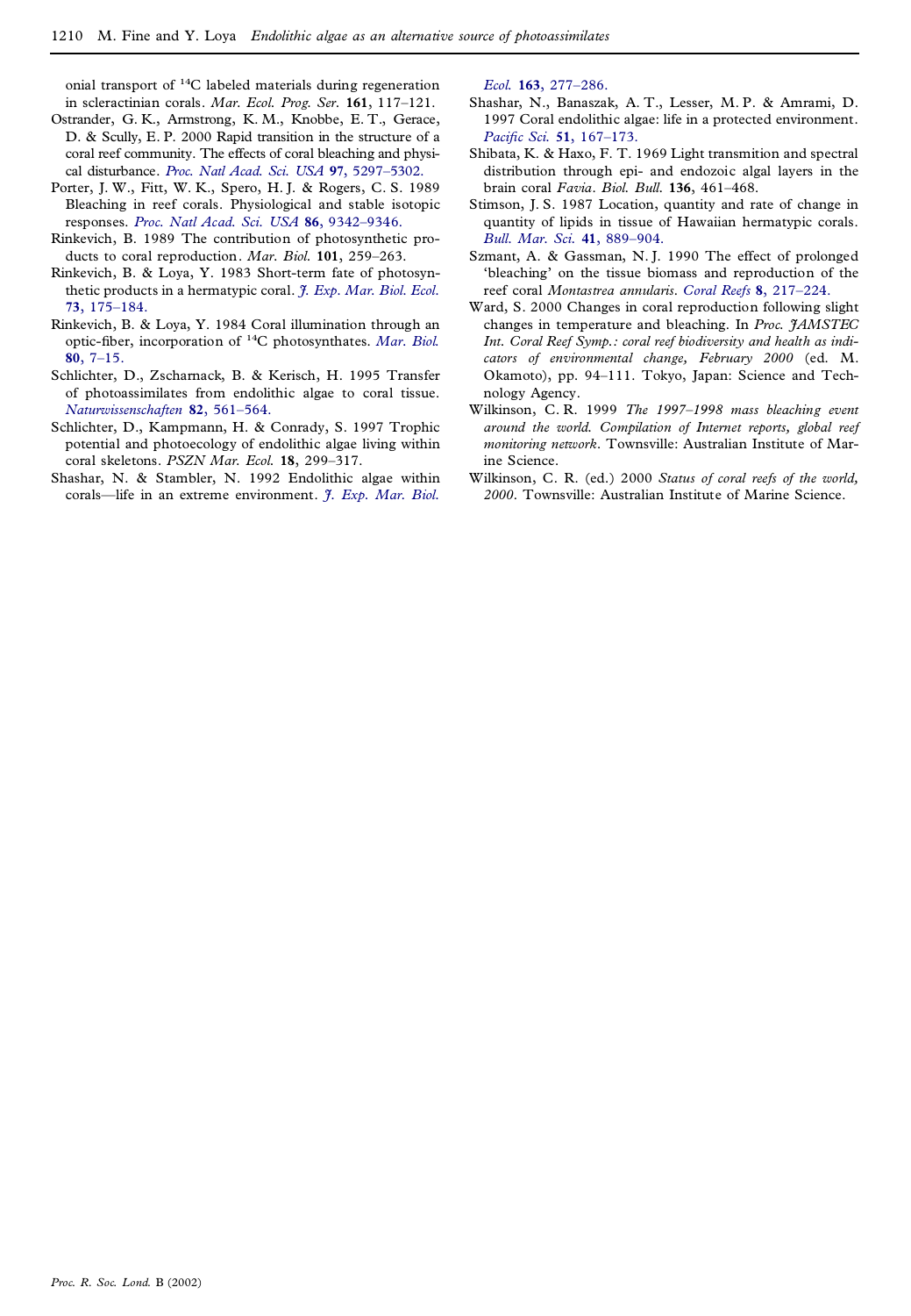onial transport of $^{14}C$ labeled materials during regeneration in scleractinian corals. *Mar. Ecol. Prog. Ser.* **161**, 117–121.

Ostrander, G. K., Armstrong, K. M., Knobbe, E. T., Gerace, D. & Scully, E. P. 2000 Rapid transition in the structure of a coral reef community. The effects of coral bleaching and physical disturbance. *Proc. Natl Acad. Sci. USA* **97**, 5297–5302.

Porter, J. W., Fitt, W. K., Spero, H. J. & Rogers, C. S. 1989 Bleaching in reef corals. Physiological and stable isotopic responses. *Proc. Natl Acad. Sci. USA* **86**, 9342–9346.

Rinkevich, B. 1989 The contribution of photosynthetic products to coral reproduction. *Mar. Biol.* **101**, 259–263.

Rinkevich, B. & Loya, Y. 1983 Short-term fate of photosynthetic products in a hermatypic coral. *J. Exp. Mar. Biol. Ecol.* **73**, 175–184.

Rinkevich, B. & Loya, Y. 1984 Coral illumination through an optic-fiber, incorporation of $^{14}C$ photosynthates. *Mar. Biol.* **80**, 7–15.

Schlichter, D., Zscharnack, B. & Kerisch, H. 1995 Transfer of photoassimilates from endolithic algae to coral tissue. *Naturwissenschaften* **82**, 561–564.

Schlichter, D., Kampmann, H. & Conrady, S. 1997 Trophic potential and photoecology of endolithic algae living within coral skeletons. *PSZN Mar. Ecol.* **18**, 299–317.

Shashar, N. & Stambler, N. 1992 Endolithic algae within corals—life in an extreme environment. *J. Exp. Mar. Biol. Ecol.* **163**, 277–286.

Shashar, N., Banaszak, A. T., Lesser, M. P. & Amrami, D. 1997 Coral endolithic algae: life in a protected environment. *Pacific Sci.* **51**, 167–173.

Shibata, K. & Haxo, F. T. 1969 Light transmition and spectral distribution through epi- and endozoic algal layers in the brain coral *Favia*. *Biol. Bull.* **136**, 461–468.

Stimson, J. S. 1987 Location, quantity and rate of change in quantity of lipids in tissue of Hawaiian hermatypic corals. *Bull. Mar. Sci.* **41**, 889–904.

Szmant, A. & Gassman, N. J. 1990 The effect of prolonged 'bleaching' on the tissue biomass and reproduction of the reef coral *Montastrea annularis*. *Coral Reefs* **8**, 217–224.

Ward, S. 2000 Changes in coral reproduction following slight changes in temperature and bleaching. In *Proc. JAMSTEC Int. Coral Reef Symp.: coral reef biodiversity and health as indicators of environmental change, February 2000* (ed. M. Okamoto), pp. 94–111. Tokyo, Japan: Science and Technology Agency.

Wilkinson, C. R. 1999 *The 1997–1998 mass bleaching event around the world. Compilation of Internet reports, global reef monitoring network*. Townsville: Australian Institute of Marine Science.

Wilkinson, C. R. (ed.) 2000 *Status of coral reefs of the world, 2000*. Townsville: Australian Institute of Marine Science.